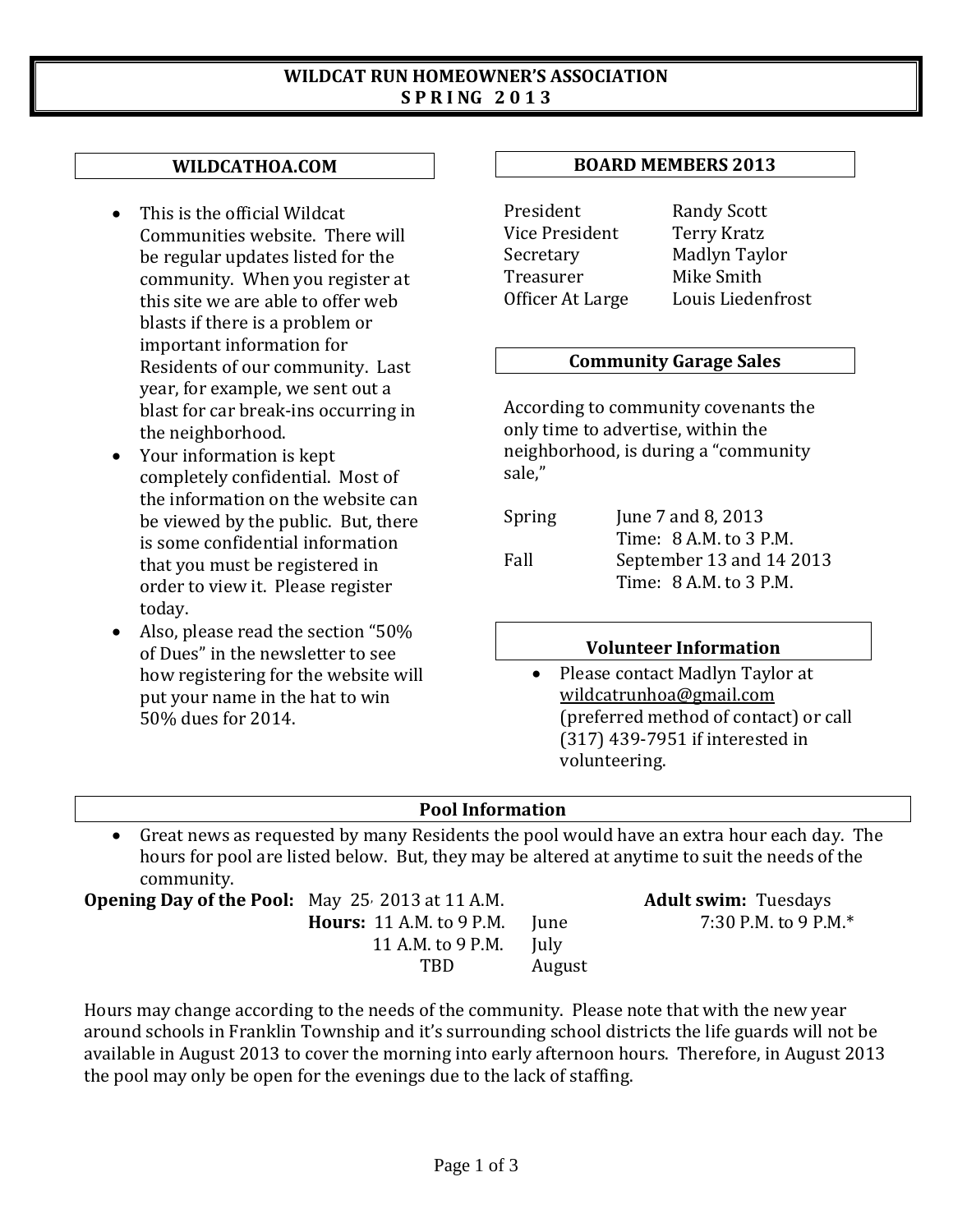# WILDCAT RUN HOMEOWNER'S ASSOCIATION
## S P R I N G 2 0 1 3

### WILDCATHOA.COM

- This is the official Wildcat Communities website. There will be regular updates listed for the community. When you register at this site we are able to offer web blasts if there is a problem or important information for Residents of our community. Last year, for example, we sent out a blast for car break-ins occurring in the neighborhood.
- Your information is kept completely confidential. Most of the information on the website can be viewed by the public. But, there is some confidential information that you must be registered in order to view it. Please register today.
- Also, please read the section "50% of Dues" in the newsletter to see how registering for the website will put your name in the hat to win 50% dues for 2014.

### BOARD MEMBERS 2013

| | |
|---|---|
| President | Randy Scott |
| Vice President | Terry Kratz |
| Secretary | Madlyn Taylor |
| Treasurer | Mike Smith |
| Officer At Large | Louis Liedenfrost |

### Community Garage Sales

According to community covenants the only time to advertise, within the neighborhood, is during a "community sale,"

| | |
|---|---|
| Spring | June 7 and 8, 2013<br>Time: 8 A.M. to 3 P.M. |
| Fall | September 13 and 14 2013<br>Time: 8 A.M. to 3 P.M. |

### Volunteer Information

- Please contact Madlyn Taylor at wildcatrunhoa@gmail.com (preferred method of contact) or call (317) 439-7951 if interested in volunteering.

### Pool Information

- Great news as requested by many Residents the pool would have an extra hour each day. The hours for pool are listed below. But, they may be altered at anytime to suit the needs of the community.

**Opening Day of the Pool:** May 25, 2013 at 11 A.M.

**Hours:**

| Hours | Month |
|---|---|
| 11 A.M. to 9 P.M. | June |
| 11 A.M. to 9 P.M. | July |
| TBD | August |

**Adult swim:** Tuesdays 7:30 P.M. to 9 P.M.*

Hours may change according to the needs of the community. Please note that with the new year around schools in Franklin Township and it's surrounding school districts the life guards will not be available in August 2013 to cover the morning into early afternoon hours. Therefore, in August 2013 the pool may only be open for the evenings due to the lack of staffing.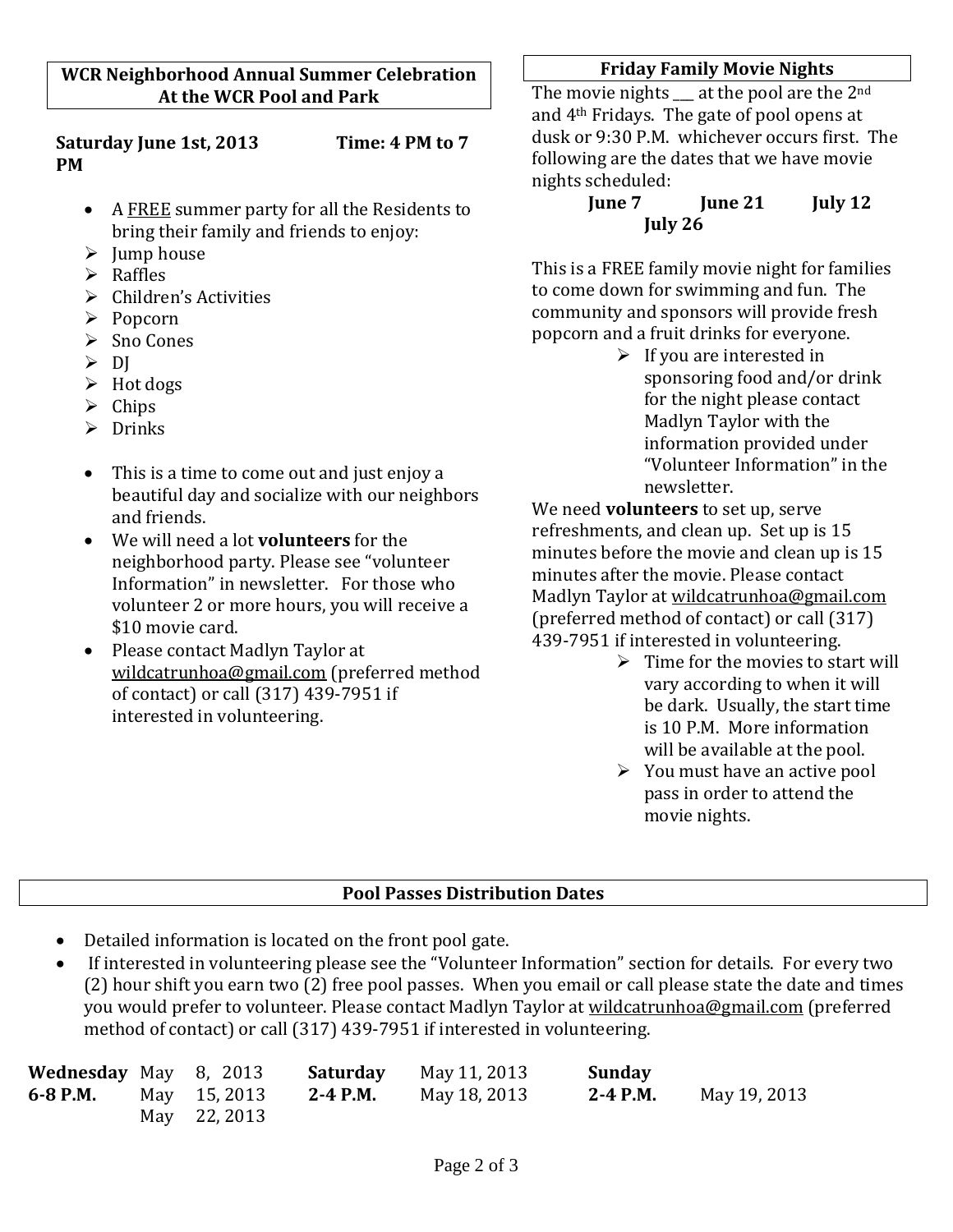## WCR Neighborhood Annual Summer Celebration At the WCR Pool and Park

**Saturday June 1st, 2013 Time: 4 PM to 7 PM**

- A <u>FREE</u> summer party for all the Residents to bring their family and friends to enjoy:
  - Jump house
  - Raffles
  - Children's Activities
  - Popcorn
  - Sno Cones
  - DJ
  - Hot dogs
  - Chips
  - Drinks
- This is a time to come out and just enjoy a beautiful day and socialize with our neighbors and friends.
- We will need a lot **volunteers** for the neighborhood party. Please see "volunteer Information" in newsletter. For those who volunteer 2 or more hours, you will receive a $10 movie card.
- Please contact Madlyn Taylor at wildcatrunhoa@gmail.com (preferred method of contact) or call (317) 439-7951 if interested in volunteering.

## Friday Family Movie Nights

The movie nights ___ at the pool are the 2nd and 4th Fridays. The gate of pool opens at dusk or 9:30 P.M. whichever occurs first. The following are the dates that we have movie nights scheduled:

**June 7 June 21 July 12 July 26**

This is a FREE family movie night for families to come down for swimming and fun. The community and sponsors will provide fresh popcorn and a fruit drinks for everyone.

- If you are interested in sponsoring food and/or drink for the night please contact Madlyn Taylor with the information provided under "Volunteer Information" in the newsletter.

We need **volunteers** to set up, serve refreshments, and clean up. Set up is 15 minutes before the movie and clean up is 15 minutes after the movie. Please contact Madlyn Taylor at wildcatrunhoa@gmail.com (preferred method of contact) or call (317) 439-7951 if interested in volunteering.

- Time for the movies to start will vary according to when it will be dark. Usually, the start time is 10 P.M. More information will be available at the pool.
- You must have an active pool pass in order to attend the movie nights.

## Pool Passes Distribution Dates

- Detailed information is located on the front pool gate.
- If interested in volunteering please see the "Volunteer Information" section for details. For every two (2) hour shift you earn two (2) free pool passes. When you email or call please state the date and times you would prefer to volunteer. Please contact Madlyn Taylor at wildcatrunhoa@gmail.com (preferred method of contact) or call (317) 439-7951 if interested in volunteering.

| **Wednesday 6-8 P.M.** | **Saturday 2-4 P.M.** | **Sunday 2-4 P.M.** |
|---|---|---|
| May 8, 2013 | May 11, 2013 | May 19, 2013 |
| May 15, 2013 | May 18, 2013 | |
| May 22, 2013 | | |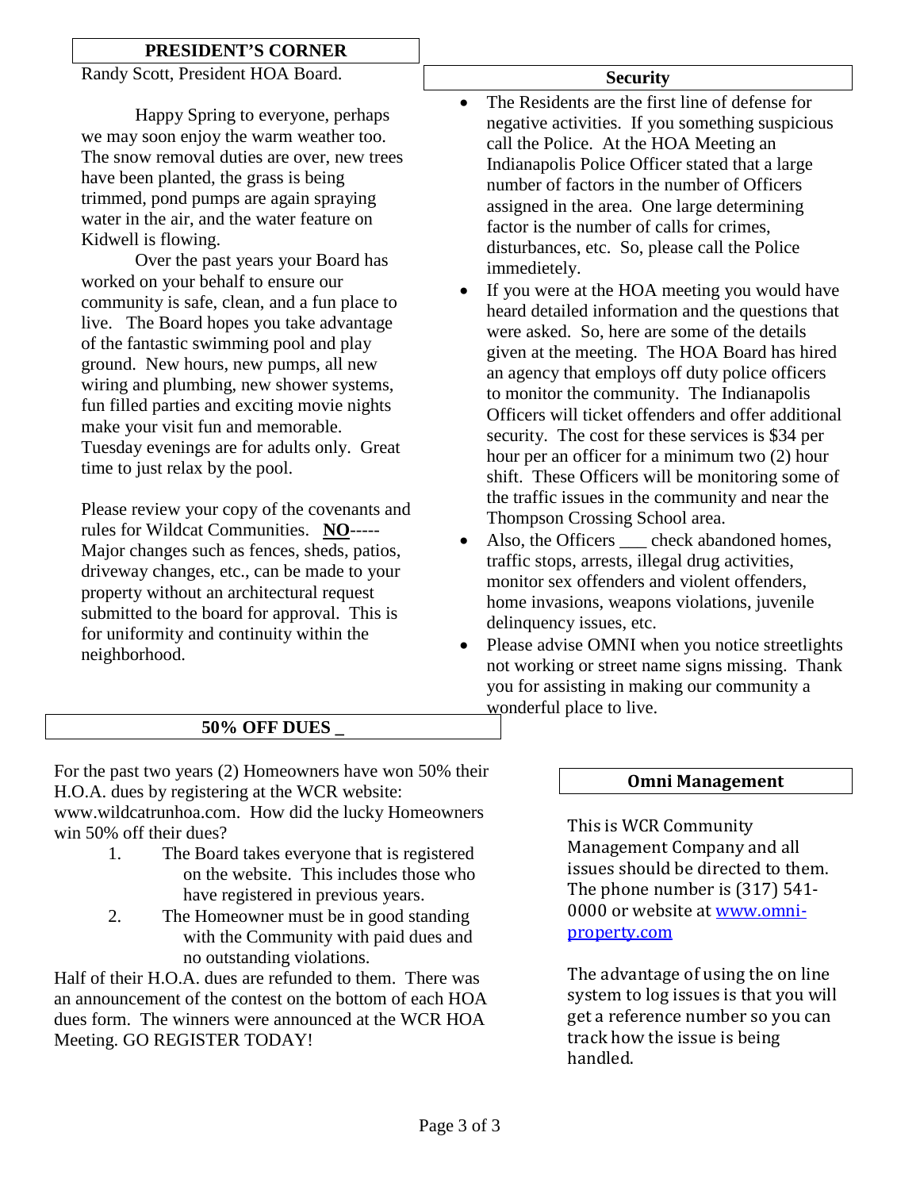## PRESIDENT'S CORNER

Randy Scott, President HOA Board.

Happy Spring to everyone, perhaps we may soon enjoy the warm weather too. The snow removal duties are over, new trees have been planted, the grass is being trimmed, pond pumps are again spraying water in the air, and the water feature on Kidwell is flowing.

Over the past years your Board has worked on your behalf to ensure our community is safe, clean, and a fun place to live. The Board hopes you take advantage of the fantastic swimming pool and play ground. New hours, new pumps, all new wiring and plumbing, new shower systems, fun filled parties and exciting movie nights make your visit fun and memorable. Tuesday evenings are for adults only. Great time to just relax by the pool.

Please review your copy of the covenants and rules for Wildcat Communities. **<u>NO</u>**----- Major changes such as fences, sheds, patios, driveway changes, etc., can be made to your property without an architectural request submitted to the board for approval. This is for uniformity and continuity within the neighborhood.

## Security

- The Residents are the first line of defense for negative activities. If you something suspicious call the Police. At the HOA Meeting an Indianapolis Police Officer stated that a large number of factors in the number of Officers assigned in the area. One large determining factor is the number of calls for crimes, disturbances, etc. So, please call the Police immedietely.
- If you were at the HOA meeting you would have heard detailed information and the questions that were asked. So, here are some of the details given at the meeting. The HOA Board has hired an agency that employs off duty police officers to monitor the community. The Indianapolis Officers will ticket offenders and offer additional security. The cost for these services is $34 per hour per an officer for a minimum two (2) hour shift. These Officers will be monitoring some of the traffic issues in the community and near the Thompson Crossing School area.
- Also, the Officers ___ check abandoned homes, traffic stops, arrests, illegal drug activities, monitor sex offenders and violent offenders, home invasions, weapons violations, juvenile delinquency issues, etc.
- Please advise OMNI when you notice streetlights not working or street name signs missing. Thank you for assisting in making our community a wonderful place to live.

## 50% OFF DUES _

For the past two years (2) Homeowners have won 50% their H.O.A. dues by registering at the WCR website: www.wildcatrunhoa.com. How did the lucky Homeowners win 50% off their dues?

1. The Board takes everyone that is registered on the website. This includes those who have registered in previous years.
2. The Homeowner must be in good standing with the Community with paid dues and no outstanding violations.

Half of their H.O.A. dues are refunded to them. There was an announcement of the contest on the bottom of each HOA dues form. The winners were announced at the WCR HOA Meeting. GO REGISTER TODAY!

## Omni Management

This is WCR Community Management Company and all issues should be directed to them. The phone number is (317) 541-0000 or website at [www.omni-property.com](www.omni-property.com)

The advantage of using the on line system to log issues is that you will get a reference number so you can track how the issue is being handled.